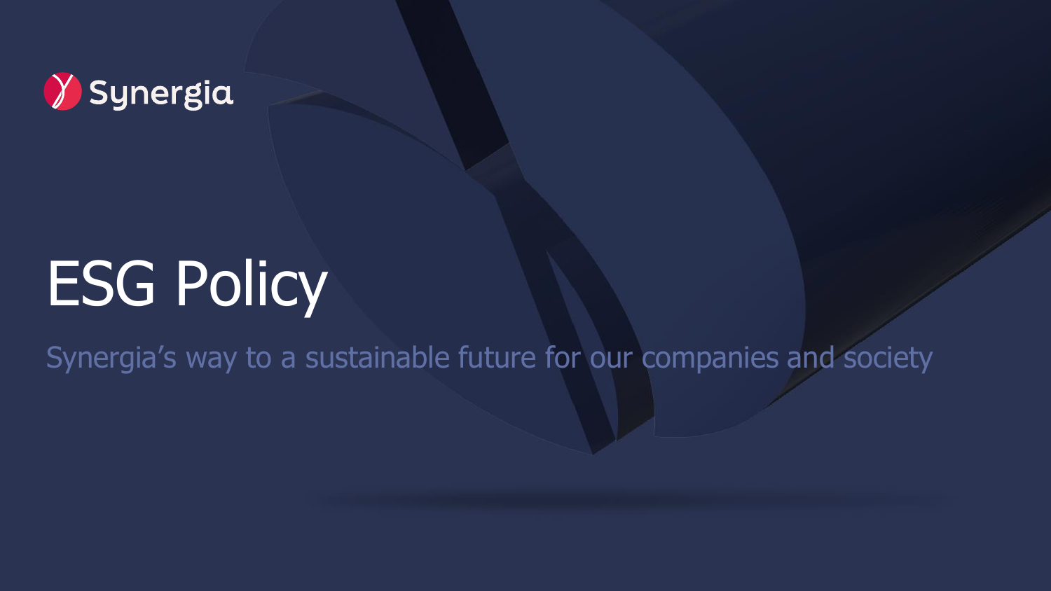Synergia

# ESG Policy

Synergia's way to a sustainable future for our companies and society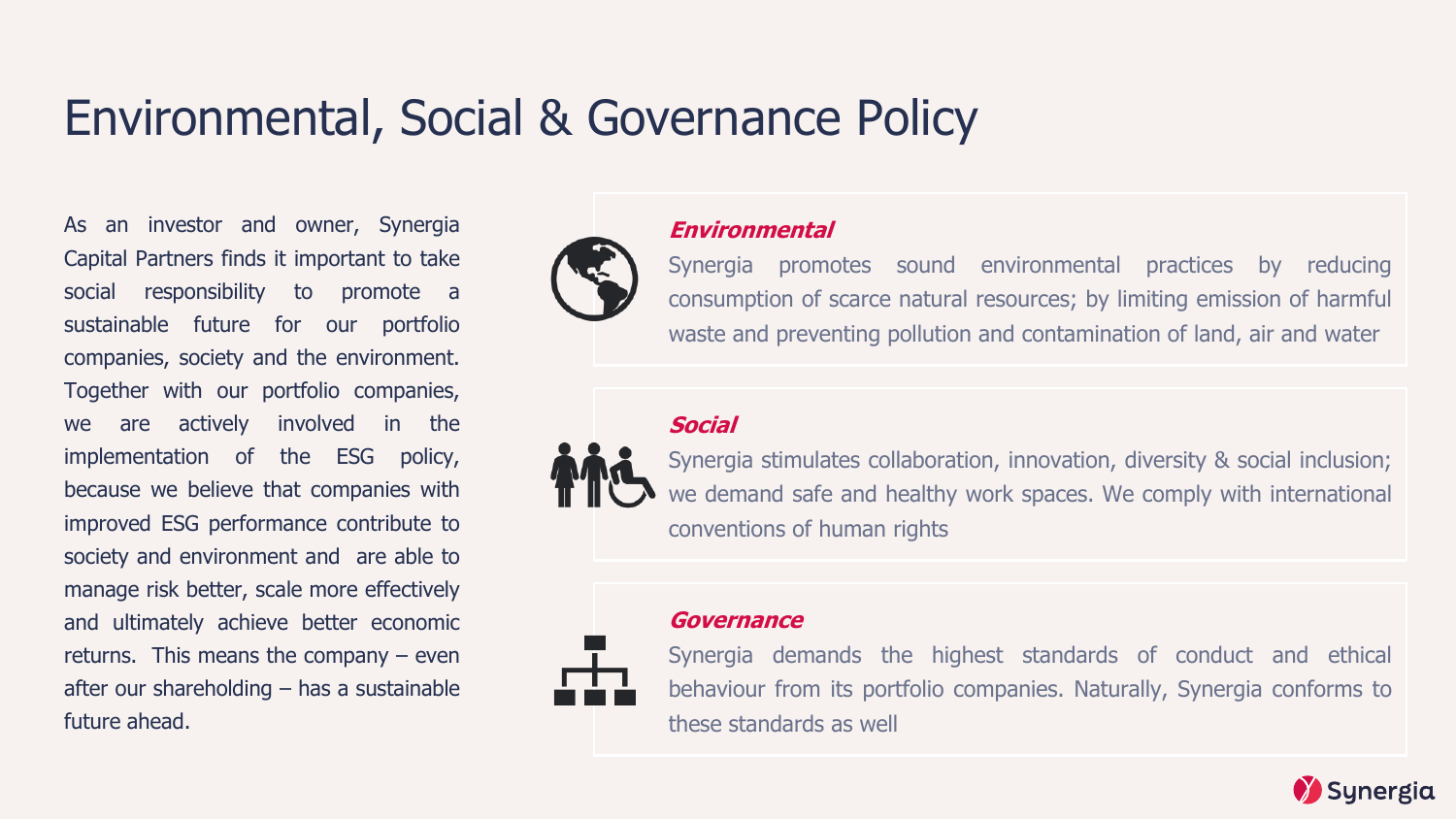# Environmental, Social & Governance Policy

As an investor and owner, Synergia Capital Partners finds it important to take social responsibility to promote a sustainable future for our portfolio companies, society and the environment. Together with our portfolio companies, we are actively involved in the implementation of the ESG policy, because we believe that companies with improved ESG performance contribute to society and environment and are able to manage risk better, scale more effectively and ultimately achieve better economic returns. This means the company – even after our shareholding – has a sustainable future ahead.

***Environmental***

Synergia promotes sound environmental practices by reducing consumption of scarce natural resources; by limiting emission of harmful waste and preventing pollution and contamination of land, air and water

***Social***

Synergia stimulates collaboration, innovation, diversity & social inclusion; we demand safe and healthy work spaces. We comply with international conventions of human rights

***Governance***

Synergia demands the highest standards of conduct and ethical behaviour from its portfolio companies. Naturally, Synergia conforms to these standards as well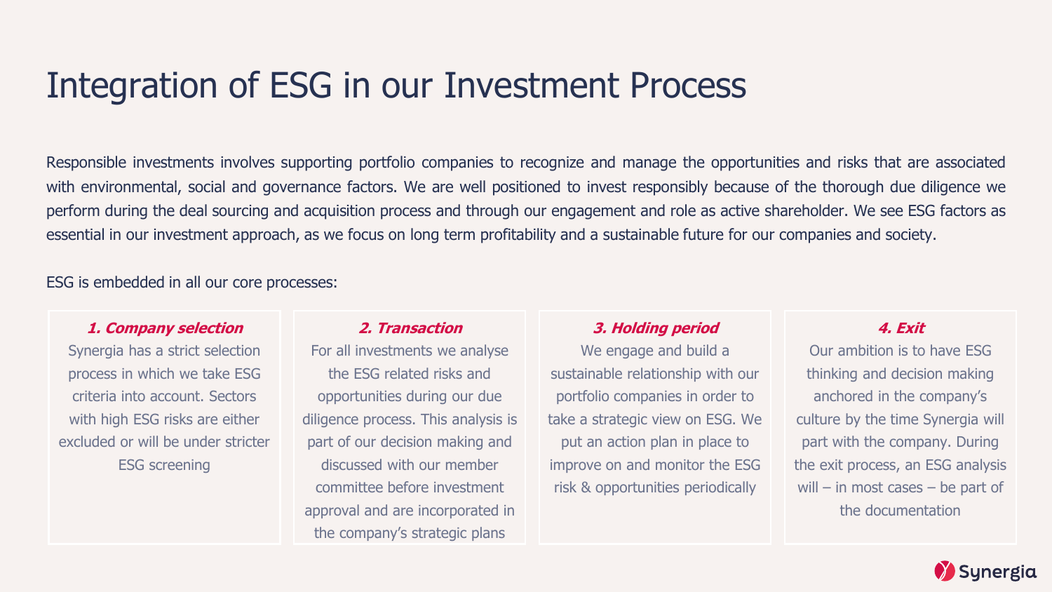# Integration of ESG in our Investment Process

Responsible investments involves supporting portfolio companies to recognize and manage the opportunities and risks that are associated with environmental, social and governance factors. We are well positioned to invest responsibly because of the thorough due diligence we perform during the deal sourcing and acquisition process and through our engagement and role as active shareholder. We see ESG factors as essential in our investment approach, as we focus on long term profitability and a sustainable future for our companies and society.

ESG is embedded in all our core processes:

### *1. Company selection*

Synergia has a strict selection process in which we take ESG criteria into account. Sectors with high ESG risks are either excluded or will be under stricter ESG screening

### *2. Transaction*

For all investments we analyse the ESG related risks and opportunities during our due diligence process. This analysis is part of our decision making and discussed with our member committee before investment approval and are incorporated in the company's strategic plans

### *3. Holding period*

We engage and build a sustainable relationship with our portfolio companies in order to take a strategic view on ESG. We put an action plan in place to improve on and monitor the ESG risk & opportunities periodically

### *4. Exit*

Our ambition is to have ESG thinking and decision making anchored in the company's culture by the time Synergia will part with the company. During the exit process, an ESG analysis will – in most cases – be part of the documentation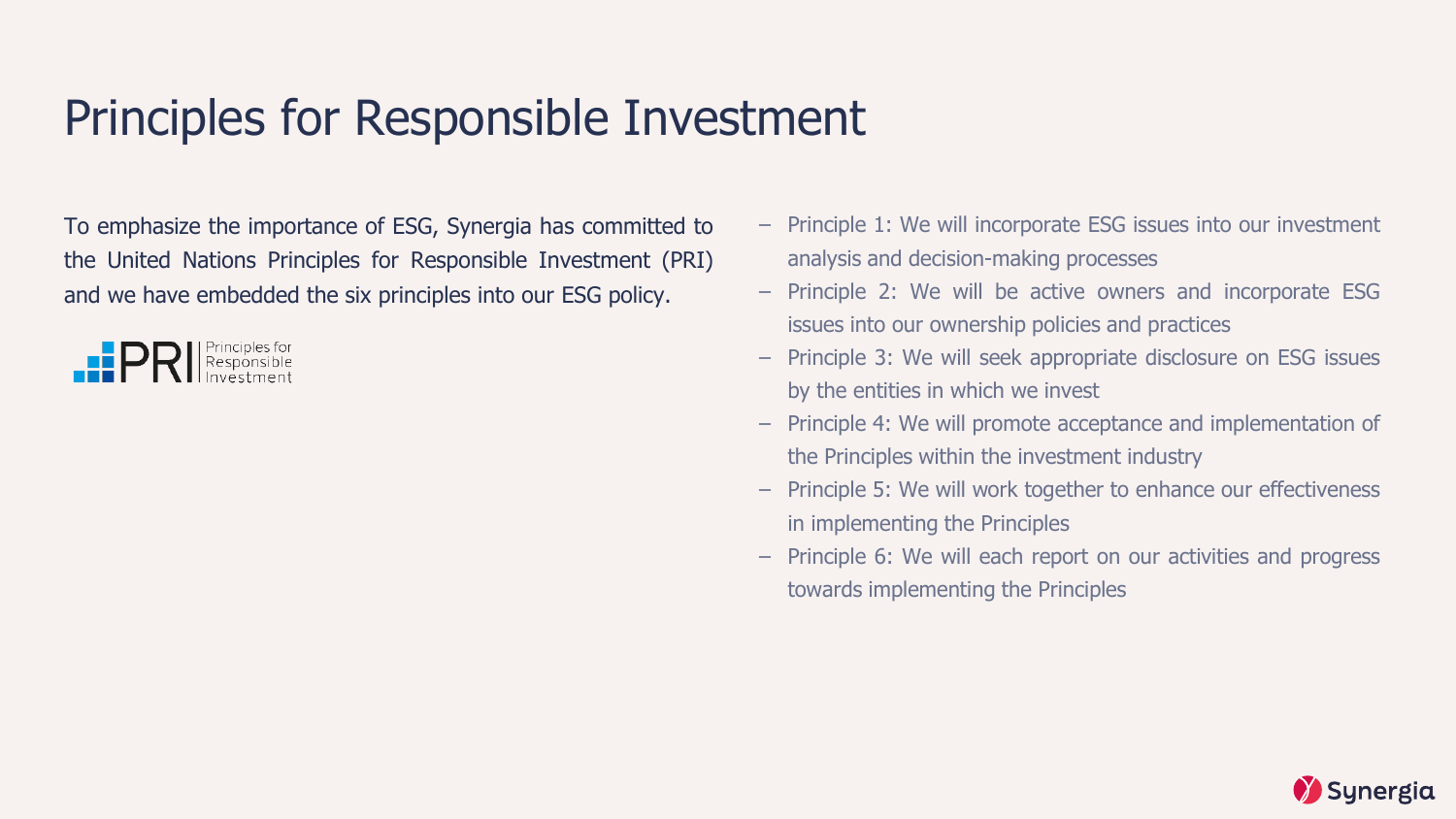# Principles for Responsible Investment

To emphasize the importance of ESG, Synergia has committed to the United Nations Principles for Responsible Investment (PRI) and we have embedded the six principles into our ESG policy.

- Principle 1: We will incorporate ESG issues into our investment analysis and decision-making processes
- Principle 2: We will be active owners and incorporate ESG issues into our ownership policies and practices
- Principle 3: We will seek appropriate disclosure on ESG issues by the entities in which we invest
- Principle 4: We will promote acceptance and implementation of the Principles within the investment industry
- Principle 5: We will work together to enhance our effectiveness in implementing the Principles
- Principle 6: We will each report on our activities and progress towards implementing the Principles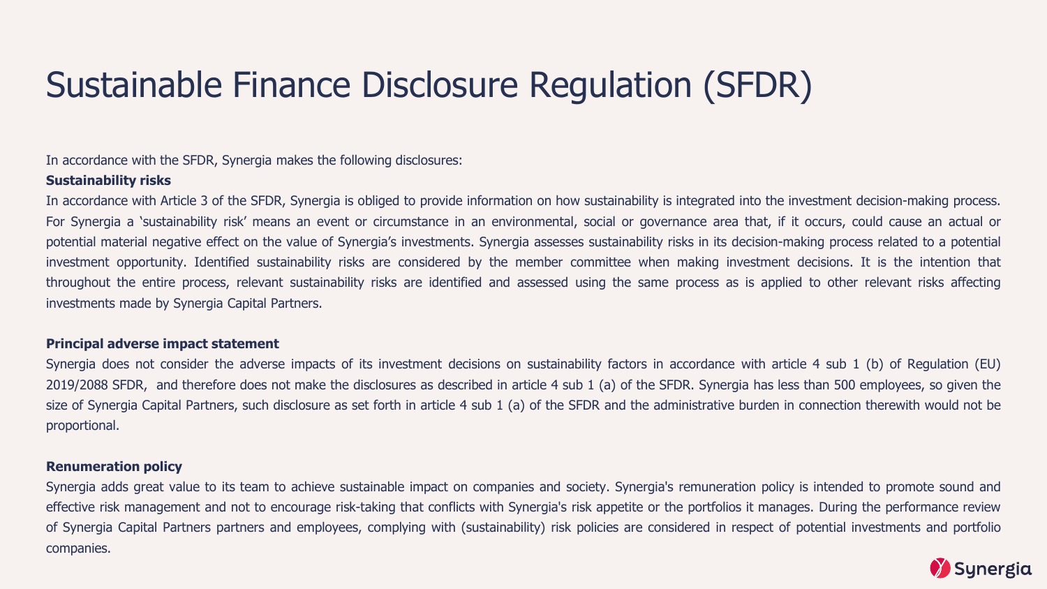# Sustainable Finance Disclosure Regulation (SFDR)

In accordance with the SFDR, Synergia makes the following disclosures:

**Sustainability risks**

In accordance with Article 3 of the SFDR, Synergia is obliged to provide information on how sustainability is integrated into the investment decision-making process. For Synergia a 'sustainability risk' means an event or circumstance in an environmental, social or governance area that, if it occurs, could cause an actual or potential material negative effect on the value of Synergia's investments. Synergia assesses sustainability risks in its decision-making process related to a potential investment opportunity. Identified sustainability risks are considered by the member committee when making investment decisions. It is the intention that throughout the entire process, relevant sustainability risks are identified and assessed using the same process as is applied to other relevant risks affecting investments made by Synergia Capital Partners.

**Principal adverse impact statement**

Synergia does not consider the adverse impacts of its investment decisions on sustainability factors in accordance with article 4 sub 1 (b) of Regulation (EU) 2019/2088 SFDR, and therefore does not make the disclosures as described in article 4 sub 1 (a) of the SFDR. Synergia has less than 500 employees, so given the size of Synergia Capital Partners, such disclosure as set forth in article 4 sub 1 (a) of the SFDR and the administrative burden in connection therewith would not be proportional.

**Renumeration policy**

Synergia adds great value to its team to achieve sustainable impact on companies and society. Synergia's remuneration policy is intended to promote sound and effective risk management and not to encourage risk-taking that conflicts with Synergia's risk appetite or the portfolios it manages. During the performance review of Synergia Capital Partners partners and employees, complying with (sustainability) risk policies are considered in respect of potential investments and portfolio companies.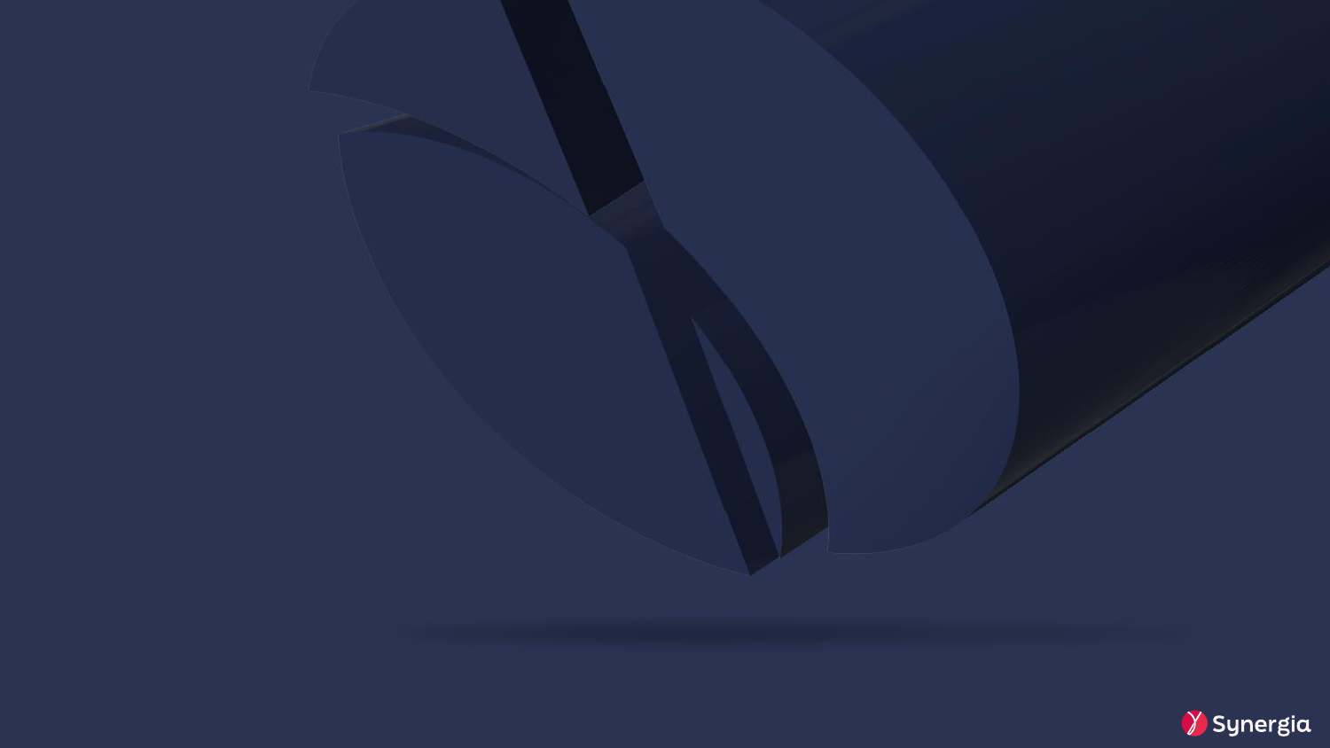Synergia